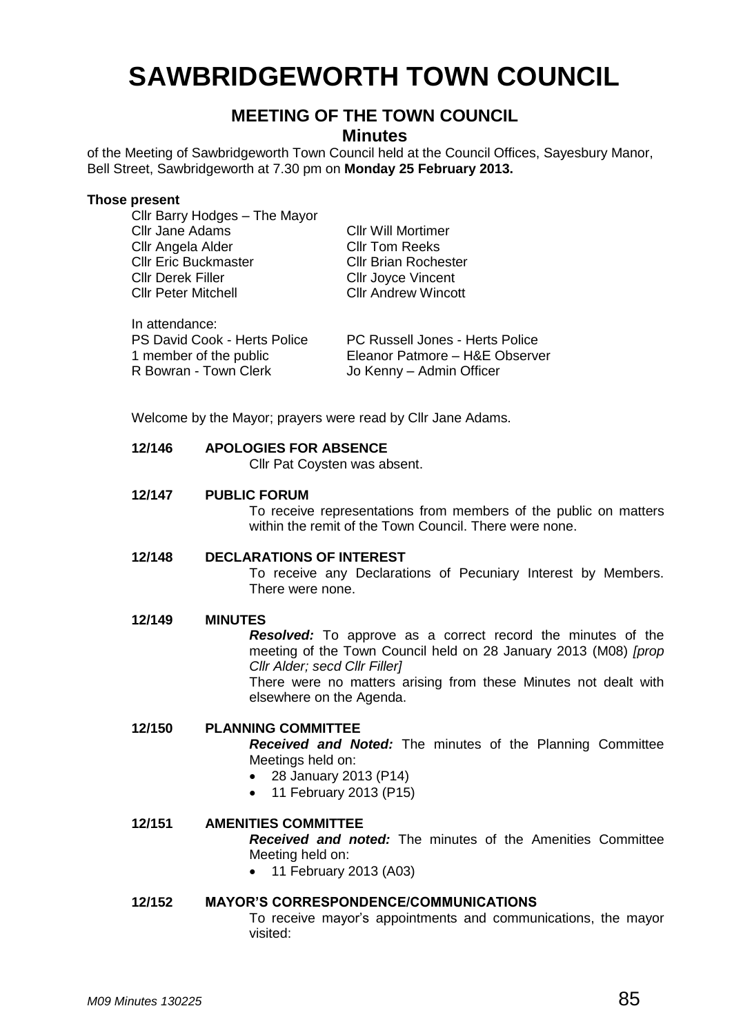# SAWBRIDGEWORTH TOWN COUNCIL

## MEETING OF THE TOWN COUNCIL

### Minutes

of the Meeting of Sawbridgeworth Town Council held at the Council Offices, Sayesbury Manor, Bell Street, Sawbridgeworth at 7.30 pm on **Monday 25 February 2013.**

**Those present**

Cllr Barry Hodges – The Mayor

| | |
|---|---|
| Cllr Jane Adams | Cllr Will Mortimer |
| Cllr Angela Alder | Cllr Tom Reeks |
| Cllr Eric Buckmaster | Cllr Brian Rochester |
| Cllr Derek Filler | Cllr Joyce Vincent |
| Cllr Peter Mitchell | Cllr Andrew Wincott |

In attendance:

| | |
|---|---|
| PS David Cook - Herts Police | PC Russell Jones - Herts Police |
| 1 member of the public | Eleanor Patmore – H&E Observer |
| R Bowran - Town Clerk | Jo Kenny – Admin Officer |

Welcome by the Mayor; prayers were read by Cllr Jane Adams.

**12/146 APOLOGIES FOR ABSENCE**

Cllr Pat Coysten was absent.

**12/147 PUBLIC FORUM**

To receive representations from members of the public on matters within the remit of the Town Council. There were none.

**12/148 DECLARATIONS OF INTEREST**

To receive any Declarations of Pecuniary Interest by Members. There were none.

**12/149 MINUTES**

***Resolved:*** To approve as a correct record the minutes of the meeting of the Town Council held on 28 January 2013 (M08) *[prop Cllr Alder; secd Cllr Filler]*

There were no matters arising from these Minutes not dealt with elsewhere on the Agenda.

**12/150 PLANNING COMMITTEE**

***Received and Noted:*** The minutes of the Planning Committee Meetings held on:

- 28 January 2013 (P14)
- 11 February 2013 (P15)

**12/151 AMENITIES COMMITTEE**

***Received and noted:*** The minutes of the Amenities Committee Meeting held on:

- 11 February 2013 (A03)

**12/152 MAYOR'S CORRESPONDENCE/COMMUNICATIONS**

To receive mayor's appointments and communications, the mayor visited: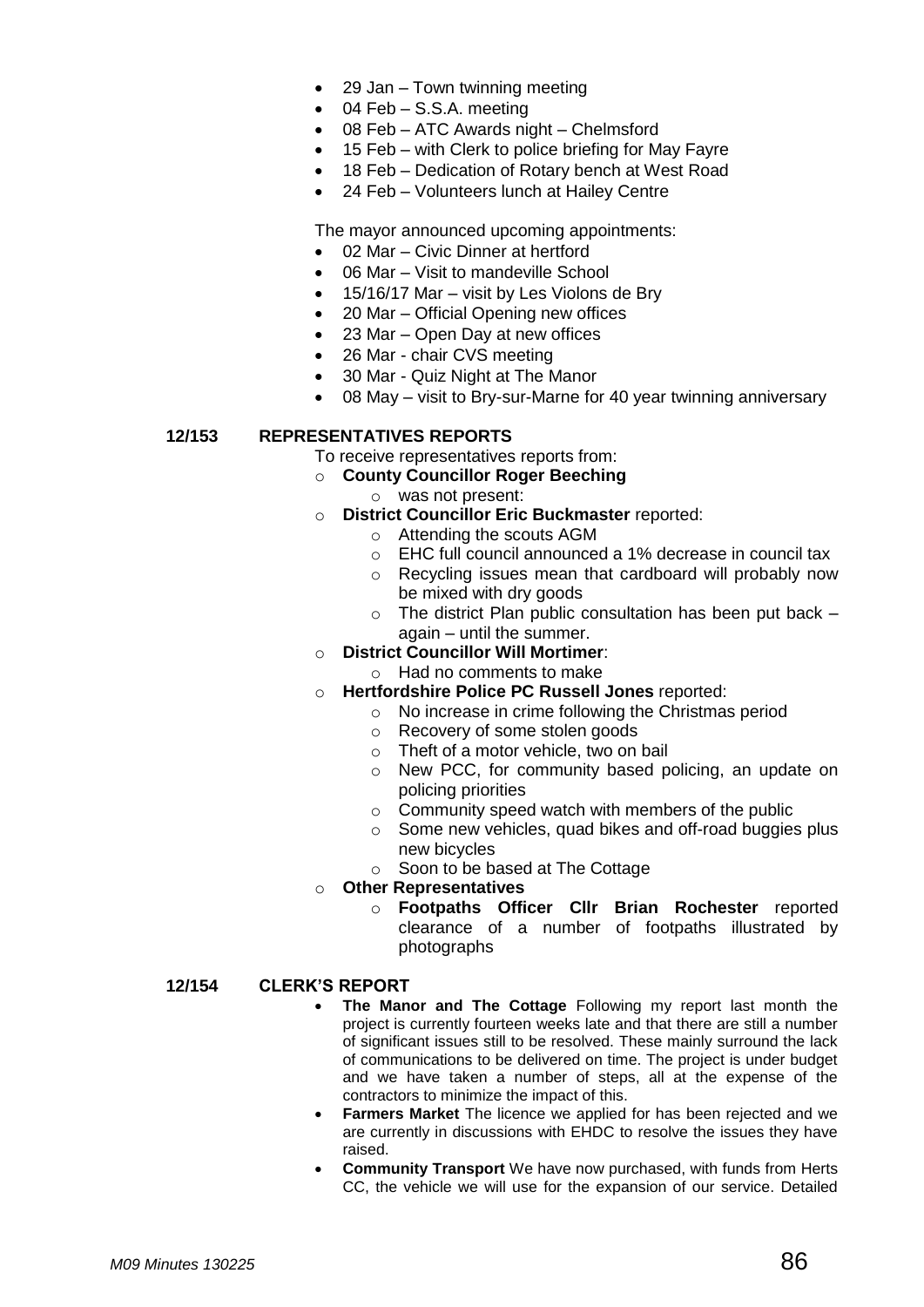- 29 Jan – Town twinning meeting
- 04 Feb – S.S.A. meeting
- 08 Feb – ATC Awards night – Chelmsford
- 15 Feb – with Clerk to police briefing for May Fayre
- 18 Feb – Dedication of Rotary bench at West Road
- 24 Feb – Volunteers lunch at Hailey Centre

The mayor announced upcoming appointments:

- 02 Mar – Civic Dinner at hertford
- 06 Mar – Visit to mandeville School
- 15/16/17 Mar – visit by Les Violons de Bry
- 20 Mar – Official Opening new offices
- 23 Mar – Open Day at new offices
- 26 Mar - chair CVS meeting
- 30 Mar - Quiz Night at The Manor
- 08 May – visit to Bry-sur-Marne for 40 year twinning anniversary

## 12/153 REPRESENTATIVES REPORTS

To receive representatives reports from:

- **County Councillor Roger Beeching**
  - was not present:
- **District Councillor Eric Buckmaster** reported:
  - Attending the scouts AGM
  - EHC full council announced a 1% decrease in council tax
  - Recycling issues mean that cardboard will probably now be mixed with dry goods
  - The district Plan public consultation has been put back – again – until the summer.
- **District Councillor Will Mortimer**:
  - Had no comments to make
- **Hertfordshire Police PC Russell Jones** reported:
  - No increase in crime following the Christmas period
  - Recovery of some stolen goods
  - Theft of a motor vehicle, two on bail
  - New PCC, for community based policing, an update on policing priorities
  - Community speed watch with members of the public
  - Some new vehicles, quad bikes and off-road buggies plus new bicycles
  - Soon to be based at The Cottage
- **Other Representatives**
  - **Footpaths Officer Cllr Brian Rochester** reported clearance of a number of footpaths illustrated by photographs

## 12/154 CLERK'S REPORT

- **The Manor and The Cottage** Following my report last month the project is currently fourteen weeks late and that there are still a number of significant issues still to be resolved. These mainly surround the lack of communications to be delivered on time. The project is under budget and we have taken a number of steps, all at the expense of the contractors to minimize the impact of this.
- **Farmers Market** The licence we applied for has been rejected and we are currently in discussions with EHDC to resolve the issues they have raised.
- **Community Transport** We have now purchased, with funds from Herts CC, the vehicle we will use for the expansion of our service. Detailed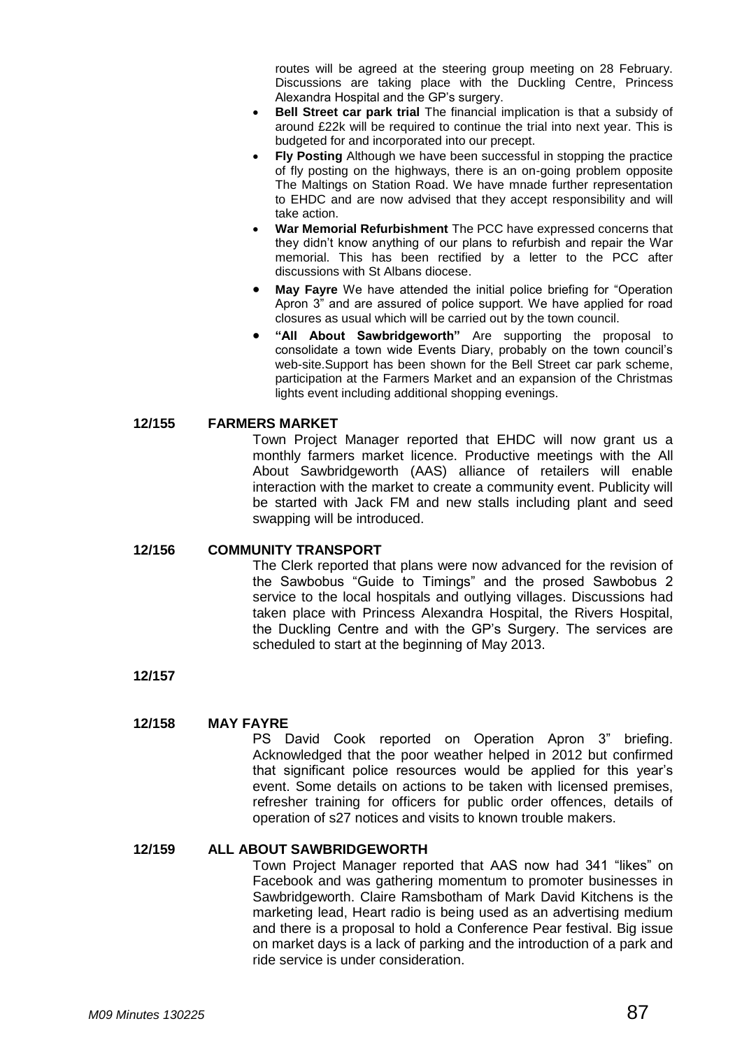routes will be agreed at the steering group meeting on 28 February. Discussions are taking place with the Duckling Centre, Princess Alexandra Hospital and the GP's surgery.

- **Bell Street car park trial** The financial implication is that a subsidy of around £22k will be required to continue the trial into next year. This is budgeted for and incorporated into our precept.
- **Fly Posting** Although we have been successful in stopping the practice of fly posting on the highways, there is an on-going problem opposite The Maltings on Station Road. We have mnade further representation to EHDC and are now advised that they accept responsibility and will take action.
- **War Memorial Refurbishment** The PCC have expressed concerns that they didn't know anything of our plans to refurbish and repair the War memorial. This has been rectified by a letter to the PCC after discussions with St Albans diocese.
- **May Fayre** We have attended the initial police briefing for "Operation Apron 3" and are assured of police support. We have applied for road closures as usual which will be carried out by the town council.
- **"All About Sawbridgeworth"** Are supporting the proposal to consolidate a town wide Events Diary, probably on the town council's web-site.Support has been shown for the Bell Street car park scheme, participation at the Farmers Market and an expansion of the Christmas lights event including additional shopping evenings.

**12/155 FARMERS MARKET**

Town Project Manager reported that EHDC will now grant us a monthly farmers market licence. Productive meetings with the All About Sawbridgeworth (AAS) alliance of retailers will enable interaction with the market to create a community event. Publicity will be started with Jack FM and new stalls including plant and seed swapping will be introduced.

**12/156 COMMUNITY TRANSPORT**

The Clerk reported that plans were now advanced for the revision of the Sawbobus "Guide to Timings" and the prosed Sawbobus 2 service to the local hospitals and outlying villages. Discussions had taken place with Princess Alexandra Hospital, the Rivers Hospital, the Duckling Centre and with the GP's Surgery. The services are scheduled to start at the beginning of May 2013.

**12/157**

**12/158 MAY FAYRE**

PS David Cook reported on Operation Apron 3" briefing. Acknowledged that the poor weather helped in 2012 but confirmed that significant police resources would be applied for this year's event. Some details on actions to be taken with licensed premises, refresher training for officers for public order offences, details of operation of s27 notices and visits to known trouble makers.

**12/159 ALL ABOUT SAWBRIDGEWORTH**

Town Project Manager reported that AAS now had 341 "likes" on Facebook and was gathering momentum to promoter businesses in Sawbridgeworth. Claire Ramsbotham of Mark David Kitchens is the marketing lead, Heart radio is being used as an advertising medium and there is a proposal to hold a Conference Pear festival. Big issue on market days is a lack of parking and the introduction of a park and ride service is under consideration.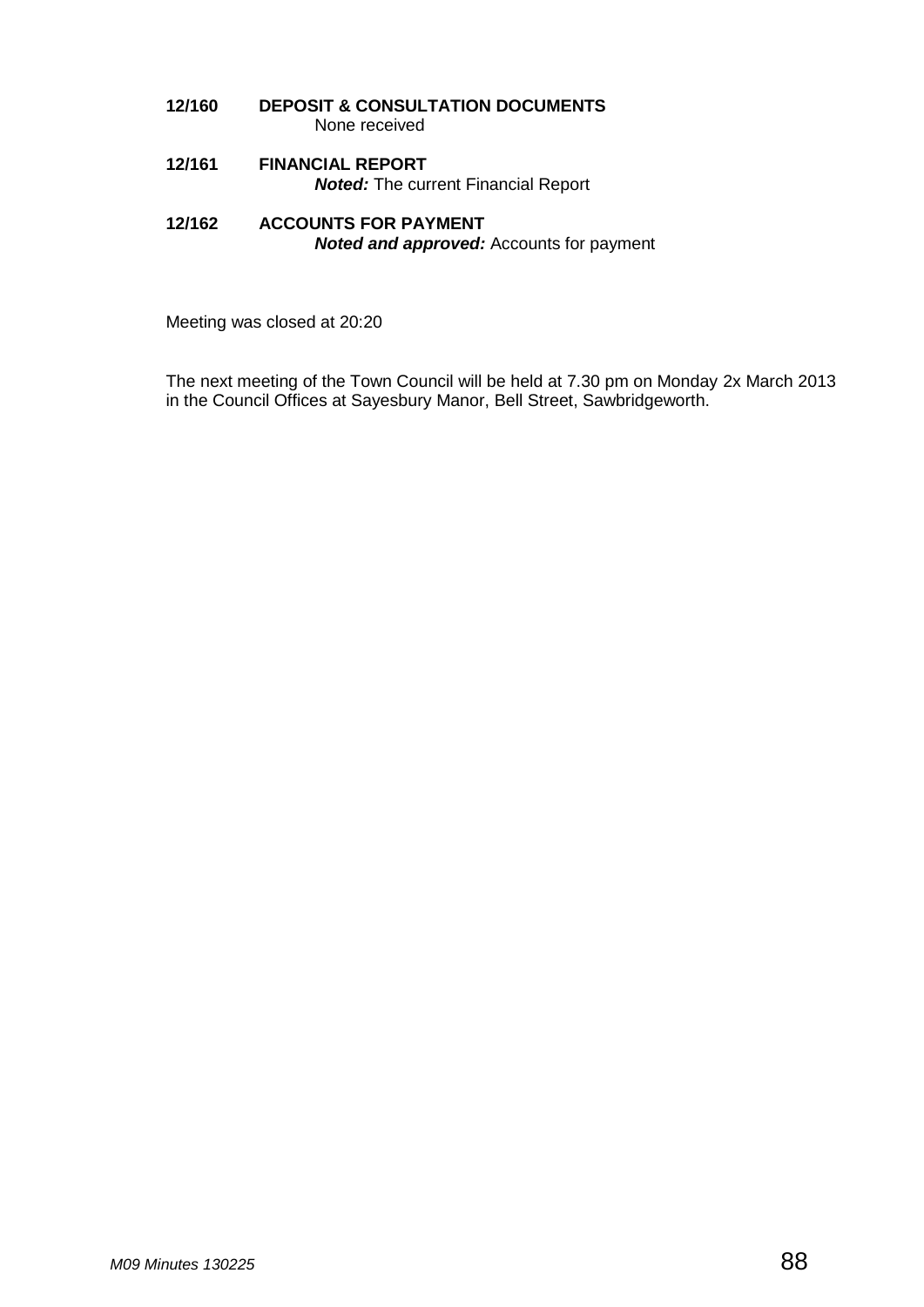**12/160 DEPOSIT & CONSULTATION DOCUMENTS**
None received

**12/161 FINANCIAL REPORT**
***Noted:*** The current Financial Report

**12/162 ACCOUNTS FOR PAYMENT**
***Noted and approved:*** Accounts for payment

Meeting was closed at 20:20

The next meeting of the Town Council will be held at 7.30 pm on Monday 2x March 2013 in the Council Offices at Sayesbury Manor, Bell Street, Sawbridgeworth.